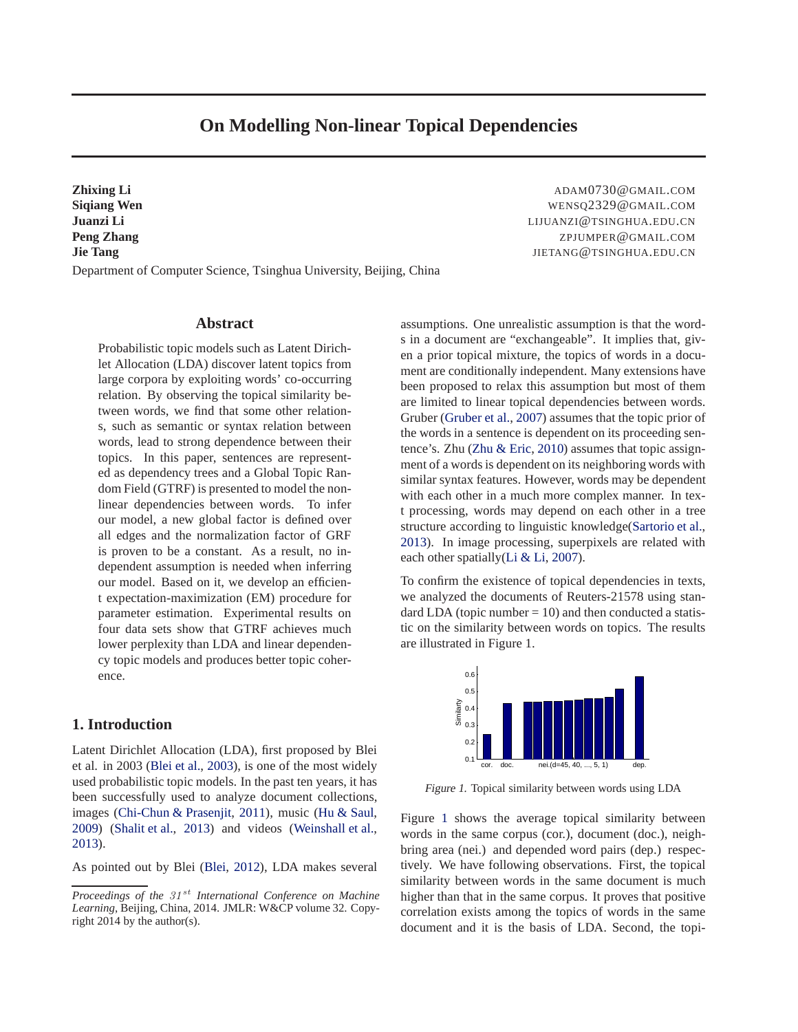# On Modelling Non-linear Topical Dependencies

**Zhixing Li** ADAM0730@GMAIL.COM
**Siqiang Wen** WENSQ2329@GMAIL.COM
**Juanzi Li** LIJUANZI@TSINGHUA.EDU.CN
**Peng Zhang** ZPJUMPER@GMAIL.COM
**Jie Tang** JIETANG@TSINGHUA.EDU.CN

Department of Computer Science, Tsinghua University, Beijing, China

## Abstract

Probabilistic topic models such as Latent Dirichlet Allocation (LDA) discover latent topics from large corpora by exploiting words' co-occurring relation. By observing the topical similarity between words, we find that some other relations, such as semantic or syntax relation between words, lead to strong dependence between their topics. In this paper, sentences are represented as dependency trees and a Global Topic Random Field (GTRF) is presented to model the nonlinear dependencies between words. To infer our model, a new global factor is defined over all edges and the normalization factor of GRF is proven to be a constant. As a result, no independent assumption is needed when inferring our model. Based on it, we develop an efficient expectation-maximization (EM) procedure for parameter estimation. Experimental results on four data sets show that GTRF achieves much lower perplexity than LDA and linear dependency topic models and produces better topic coherence.

## 1. Introduction

Latent Dirichlet Allocation (LDA), first proposed by Blei et al. in 2003 (Blei et al., 2003), is one of the most widely used probabilistic topic models. In the past ten years, it has been successfully used to analyze document collections, images (Chi-Chun & Prasenjit, 2011), music (Hu & Saul, 2009) (Shalit et al., 2013) and videos (Weinshall et al., 2013).

As pointed out by Blei (Blei, 2012), LDA makes several assumptions. One unrealistic assumption is that the words in a document are "exchangeable". It implies that, given a prior topical mixture, the topics of words in a document are conditionally independent. Many extensions have been proposed to relax this assumption but most of them are limited to linear topical dependencies between words. Gruber (Gruber et al., 2007) assumes that the topic prior of the words in a sentence is dependent on its proceeding sentence's. Zhu (Zhu & Eric, 2010) assumes that topic assignment of a words is dependent on its neighboring words with similar syntax features. However, words may be dependent with each other in a much more complex manner. In text processing, words may depend on each other in a tree structure according to linguistic knowledge(Sartorio et al., 2013). In image processing, superpixels are related with each other spatially(Li & Li, 2007).

To confirm the existence of topical dependencies in texts, we analyzed the documents of Reuters-21578 using standard LDA (topic number = 10) and then conducted a statistic on the similarity between words on topics. The results are illustrated in Figure 1.

*Figure 1.* Topical similarity between words using LDA

Figure 1 shows the average topical similarity between words in the same corpus (cor.), document (doc.), neighbring area (nei.) and depended word pairs (dep.) respectively. We have following observations. First, the topical similarity between words in the same document is much higher than that in the same corpus. It proves that positive correlation exists among the topics of words in the same document and it is the basis of LDA. Second, the topi-

*Proceedings of the 31st International Conference on Machine Learning*, Beijing, China, 2014. JMLR: W&CP volume 32. Copyright 2014 by the author(s).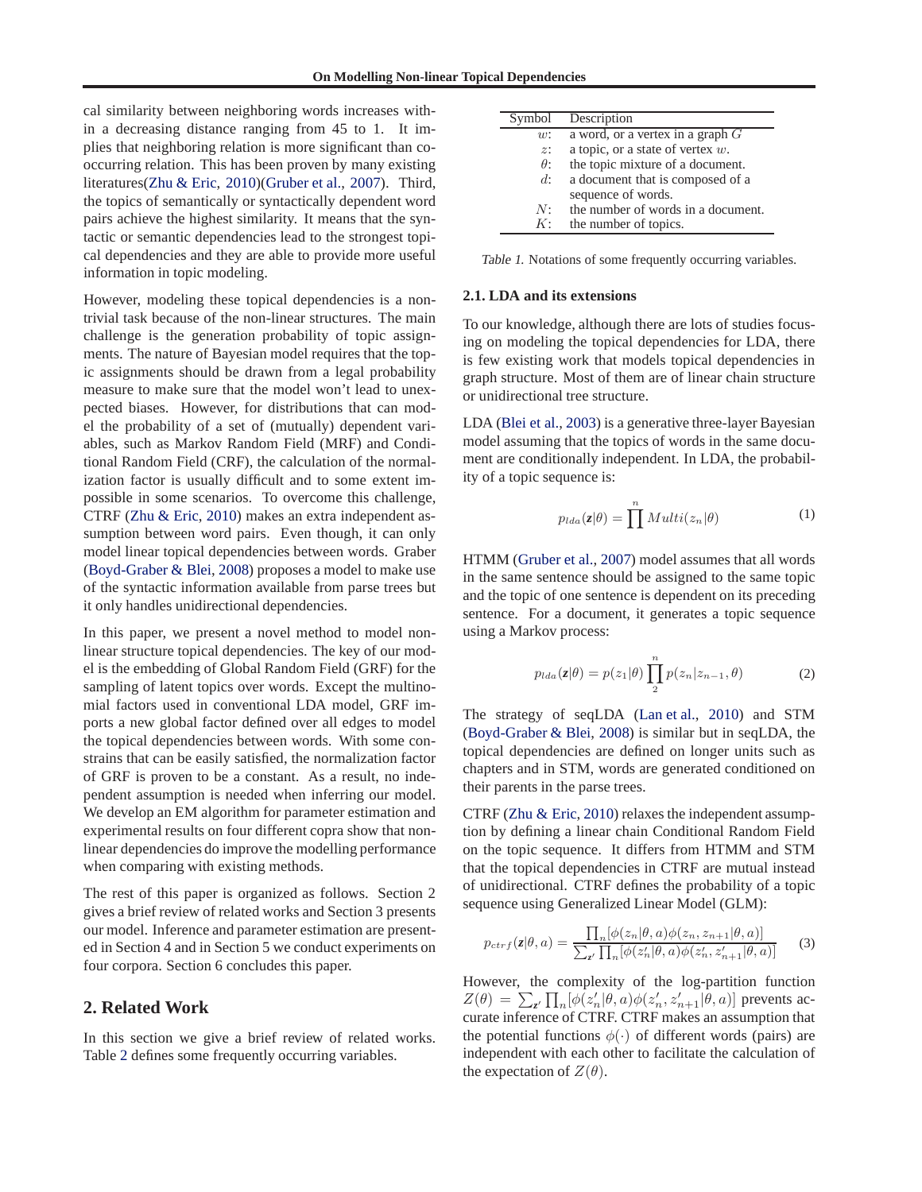cal similarity between neighboring words increases within a decreasing distance ranging from 45 to 1. It implies that neighboring relation is more significant than cooccurring relation. This has been proven by many existing literatures(Zhu & Eric, 2010)(Gruber et al., 2007). Third, the topics of semantically or syntactically dependent word pairs achieve the highest similarity. It means that the syntactic or semantic dependencies lead to the strongest topical dependencies and they are able to provide more useful information in topic modeling.

However, modeling these topical dependencies is a nontrivial task because of the non-linear structures. The main challenge is the generation probability of topic assignments. The nature of Bayesian model requires that the topic assignments should be drawn from a legal probability measure to make sure that the model won't lead to unexpected biases. However, for distributions that can model the probability of a set of (mutually) dependent variables, such as Markov Random Field (MRF) and Conditional Random Field (CRF), the calculation of the normalization factor is usually difficult and to some extent impossible in some scenarios. To overcome this challenge, CTRF (Zhu & Eric, 2010) makes an extra independent assumption between word pairs. Even though, it can only model linear topical dependencies between words. Graber (Boyd-Graber & Blei, 2008) proposes a model to make use of the syntactic information available from parse trees but it only handles unidirectional dependencies.

In this paper, we present a novel method to model nonlinear structure topical dependencies. The key of our model is the embedding of Global Random Field (GRF) for the sampling of latent topics over words. Except the multinomial factors used in conventional LDA model, GRF imports a new global factor defined over all edges to model the topical dependencies between words. With some constrains that can be easily satisfied, the normalization factor of GRF is proven to be a constant. As a result, no independent assumption is needed when inferring our model. We develop an EM algorithm for parameter estimation and experimental results on four different copra show that nonlinear dependencies do improve the modelling performance when comparing with existing methods.

The rest of this paper is organized as follows. Section 2 gives a brief review of related works and Section 3 presents our model. Inference and parameter estimation are presented in Section 4 and in Section 5 we conduct experiments on four corpora. Section 6 concludes this paper.

## 2. Related Work

In this section we give a brief review of related works. Table 2 defines some frequently occurring variables.

| Symbol | Description |
|---|---|
| $w$: | a word, or a vertex in a graph $G$ |
| $z$: | a topic, or a state of vertex $w$. |
| $\theta$: | the topic mixture of a document. |
| $d$: | a document that is composed of a sequence of words. |
| $N$: | the number of words in a document. |
| $K$: | the number of topics. |

*Table 1.* Notations of some frequently occurring variables.

### 2.1. LDA and its extensions

To our knowledge, although there are lots of studies focusing on modeling the topical dependencies for LDA, there is few existing work that models topical dependencies in graph structure. Most of them are of linear chain structure or unidirectional tree structure.

LDA (Blei et al., 2003) is a generative three-layer Bayesian model assuming that the topics of words in the same document are conditionally independent. In LDA, the probability of a topic sequence is:

$$p_{lda}(\mathbf{z}|\theta) = \prod^{n} Multi(z_n|\theta) \tag{1}$$

HTMM (Gruber et al., 2007) model assumes that all words in the same sentence should be assigned to the same topic and the topic of one sentence is dependent on its preceding sentence. For a document, it generates a topic sequence using a Markov process:

$$p_{lda}(\mathbf{z}|\theta) = p(z_1|\theta) \prod_{2}^{n} p(z_n|z_{n-1}, \theta) \tag{2}$$

The strategy of seqLDA (Lan et al., 2010) and STM (Boyd-Graber & Blei, 2008) is similar but in seqLDA, the topical dependencies are defined on longer units such as chapters and in STM, words are generated conditioned on their parents in the parse trees.

CTRF (Zhu & Eric, 2010) relaxes the independent assumption by defining a linear chain Conditional Random Field on the topic sequence. It differs from HTMM and STM that the topical dependencies in CTRF are mutual instead of unidirectional. CTRF defines the probability of a topic sequence using Generalized Linear Model (GLM):

$$p_{ctrf}(\mathbf{z}|\theta, a) = \frac{\prod_n [\phi(z_n|\theta, a)\phi(z_n, z_{n+1}|\theta, a)]}{\sum_{\mathbf{z}'} \prod_n [\phi(z'_n|\theta, a)\phi(z'_n, z'_{n+1}|\theta, a)]} \tag{3}$$

However, the complexity of the log-partition function $Z(\theta) = \sum_{\mathbf{z}'} \prod_n [\phi(z'_n|\theta, a)\phi(z'_n, z'_{n+1}|\theta, a)]$ prevents accurate inference of CTRF. CTRF makes an assumption that the potential functions $\phi(\cdot)$ of different words (pairs) are independent with each other to facilitate the calculation of the expectation of $Z(\theta)$.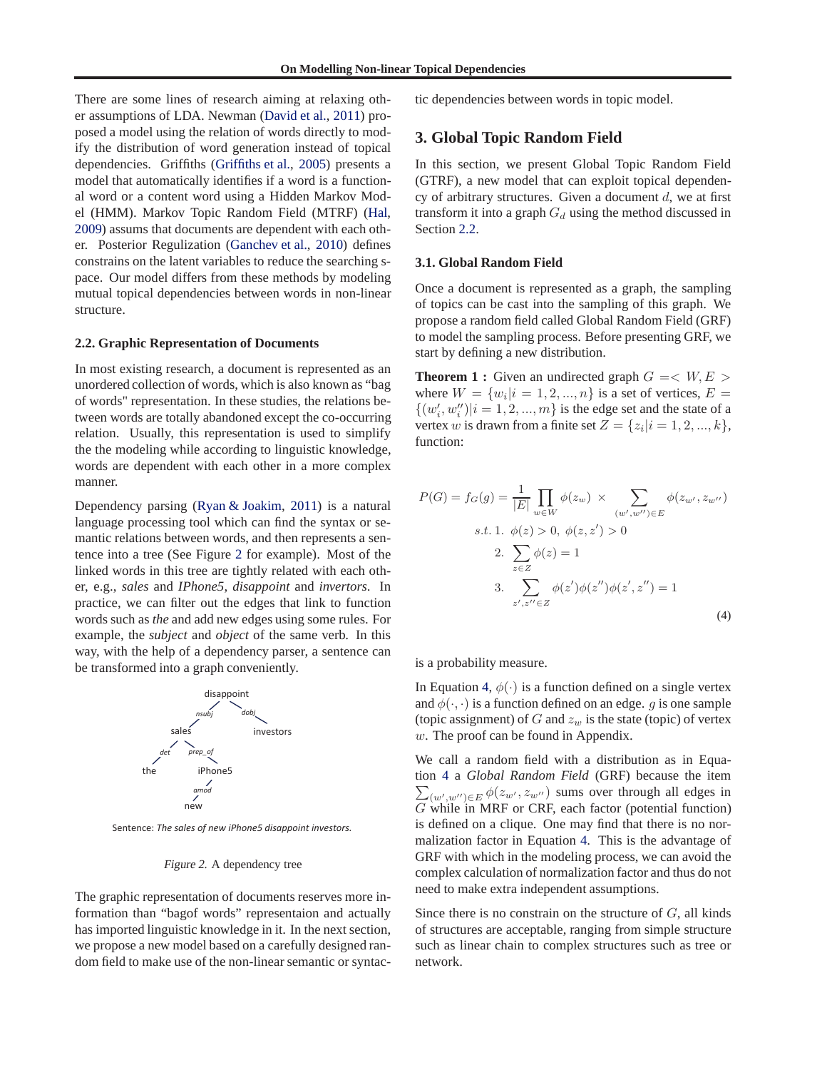There are some lines of research aiming at relaxing other assumptions of LDA. Newman (David et al., 2011) proposed a model using the relation of words directly to modify the distribution of word generation instead of topical dependencies. Griffiths (Griffiths et al., 2005) presents a model that automatically identifies if a word is a functional word or a content word using a Hidden Markov Model (HMM). Markov Topic Random Field (MTRF) (Hal, 2009) assums that documents are dependent with each other. Posterior Regulization (Ganchev et al., 2010) defines constrains on the latent variables to reduce the searching space. Our model differs from these methods by modeling mutual topical dependencies between words in non-linear structure.

### 2.2. Graphic Representation of Documents

In most existing research, a document is represented as an unordered collection of words, which is also known as "bag of words" representation. In these studies, the relations between words are totally abandoned except the co-occurring relation. Usually, this representation is used to simplify the the modeling while according to linguistic knowledge, words are dependent with each other in a more complex manner.

Dependency parsing (Ryan & Joakim, 2011) is a natural language processing tool which can find the syntax or semantic relations between words, and then represents a sentence into a tree (See Figure 2 for example). Most of the linked words in this tree are tightly related with each other, e.g., *sales* and *IPhone5*, *disappoint* and *invertors*. In practice, we can filter out the edges that link to function words such as *the* and add new edges using some rules. For example, the *subject* and *object* of the same verb. In this way, with the help of a dependency parser, a sentence can be transformed into a graph conveniently.

Sentence: *The sales of new iPhone5 disappoint investors.*

*Figure 2.* A dependency tree

The graphic representation of documents reserves more information than "bagof words" representaion and actually has imported linguistic knowledge in it. In the next section, we propose a new model based on a carefully designed random field to make use of the non-linear semantic or syntactic dependencies between words in topic model.

## 3. Global Topic Random Field

In this section, we present Global Topic Random Field (GTRF), a new model that can exploit topical dependency of arbitrary structures. Given a document $d$, we at first transform it into a graph $G_d$ using the method discussed in Section 2.2.

### 3.1. Global Random Field

Once a document is represented as a graph, the sampling of topics can be cast into the sampling of this graph. We propose a random field called Global Random Field (GRF) to model the sampling process. Before presenting GRF, we start by defining a new distribution.

**Theorem 1 :** Given an undirected graph $G =< W, E >$ where $W = \{w_i | i = 1, 2, ..., n\}$ is a set of vertices, $E = \{(w'_i, w''_i) | i = 1, 2, ..., m\}$ is the edge set and the state of a vertex $w$ is drawn from a finite set $Z = \{z_i | i = 1, 2, ..., k\}$, function:

$$
\begin{aligned}
P(G) = f_G(g) &= \frac{1}{|E|} \prod_{w \in W} \phi(z_w) \times \sum_{(w', w'') \in E} \phi(z_{w'}, z_{w''}) \\
s.t.\ &1.\ \phi(z) > 0,\ \phi(z, z') > 0 \\
&2.\ \sum_{z \in Z} \phi(z) = 1 \\
&3.\ \sum_{z', z'' \in Z} \phi(z')\phi(z'')\phi(z', z'') = 1
\end{aligned} \tag{4}
$$

is a probability measure.

In Equation 4, $\phi(\cdot)$ is a function defined on a single vertex and $\phi(\cdot, \cdot)$ is a function defined on an edge. $g$ is one sample (topic assignment) of $G$ and $z_w$ is the state (topic) of vertex $w$. The proof can be found in Appendix.

We call a random field with a distribution as in Equation 4 a *Global Random Field* (GRF) because the item $\sum_{(w', w'') \in E} \phi(z_{w'}, z_{w''})$ sums over through all edges in $G$ while in MRF or CRF, each factor (potential function) is defined on a clique. One may find that there is no normalization factor in Equation 4. This is the advantage of GRF with which in the modeling process, we can avoid the complex calculation of normalization factor and thus do not need to make extra independent assumptions.

Since there is no constrain on the structure of $G$, all kinds of structures are acceptable, ranging from simple structure such as linear chain to complex structures such as tree or network.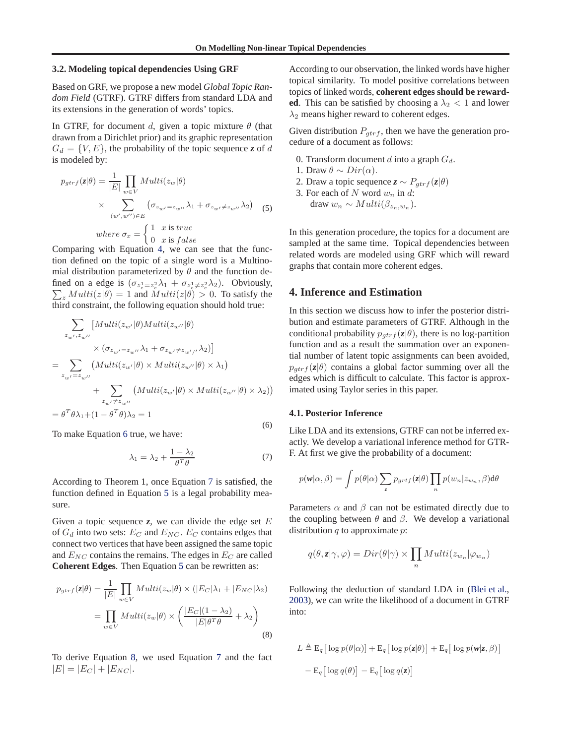### 3.2. Modeling topical dependencies Using GRF

Based on GRF, we propose a new model *Global Topic Random Field* (GTRF). GTRF differs from standard LDA and its extensions in the generation of words' topics.

In GTRF, for document $d$, given a topic mixture $\theta$ (that drawn from a Dirichlet prior) and its graphic representation $G_d = \{V, E\}$, the probability of the topic sequence $\boldsymbol{z}$ of $d$ is modeled by:

$$
\begin{aligned}
p_{gtrf}(\boldsymbol{z}|\theta) &= \frac{1}{|E|}\prod_{w\in V} Multi(z_w|\theta) \\
&\times \sum_{(w',w'')\in E}\left(\sigma_{z_{w'}=z_{w''}}\lambda_1 + \sigma_{z_{w'}\neq z_{w''}}\lambda_2\right) \\
&where\ \sigma_x = \begin{cases} 1 & x \text{ is } true \\ 0 & x \text{ is } false \end{cases}
\end{aligned}
\tag{5}
$$

Comparing with Equation 4, we can see that the function defined on the topic of a single word is a Multinomial distribution parameterized by $\theta$ and the function defined on a edge is $(\sigma_{z_e^1=z_e^2}\lambda_1 + \sigma_{z_e^1\neq z_e^2}\lambda_2)$. Obviously, $\sum_z Multi(z|\theta) = 1$ and $Multi(z|\theta) > 0$. To satisfy the third constraint, the following equation should hold true:

$$
\begin{aligned}
&\sum_{z_{w'},z_{w''}}\big[Multi(z_{w'}|\theta)Multi(z_{w''}|\theta) \\
&\qquad \times (\sigma_{z_{w'}=z_{w''}}\lambda_1 + \sigma_{z_{w'}\neq z_{w''}}\lambda_2)\big] \\
&= \sum_{z_{w'}=z_{w''}}\big(Multi(z_{w'}|\theta)\times Multi(z_{w''}|\theta)\times\lambda_1\big) \\
&\qquad + \sum_{z_{w'}\neq z_{w''}}\big(Multi(z_{w'}|\theta)\times Multi(z_{w''}|\theta)\times\lambda_2\big) \\
&= \theta^T\theta\lambda_1 + (1-\theta^T\theta)\lambda_2 = 1
\end{aligned}
\tag{6}
$$

To make Equation 6 true, we have:

$$
\lambda_1 = \lambda_2 + \frac{1-\lambda_2}{\theta^T\theta} \tag{7}
$$

According to Theorem 1, once Equation 7 is satisfied, the function defined in Equation 5 is a legal probability measure.

Given a topic sequence $\boldsymbol{z}$, we can divide the edge set $E$ of $G_d$ into two sets: $E_C$ and $E_{NC}$. $E_C$ contains edges that connect two vertices that have been assigned the same topic and $E_{NC}$ contains the remains. The edges in $E_C$ are called **Coherent Edges**. Then Equation 5 can be rewritten as:

$$
\begin{aligned}
p_{gtrf}(\boldsymbol{z}|\theta) &= \frac{1}{|E|}\prod_{w\in V} Multi(z_w|\theta)\times(|E_C|\lambda_1 + |E_{NC}|\lambda_2) \\
&= \prod_{w\in V} Multi(z_w|\theta)\times\left(\frac{|E_C|(1-\lambda_2)}{|E|\theta^T\theta} + \lambda_2\right)
\end{aligned}
\tag{8}
$$

To derive Equation 8, we used Equation 7 and the fact $|E| = |E_C| + |E_{NC}|$.

According to our observation, the linked words have higher topical similarity. To model positive correlations between topics of linked words, **coherent edges should be rewarded**. This can be satisfied by choosing a $\lambda_2 < 1$ and lower $\lambda_2$ means higher reward to coherent edges.

Given distribution $P_{gtrf}$, then we have the generation procedure of a document as follows:

0. Transform document $d$ into a graph $G_d$.
1. Draw $\theta \sim Dir(\alpha)$.
2. Draw a topic sequence $\boldsymbol{z} \sim P_{gtrf}(\boldsymbol{z}|\theta)$
3. For each of $N$ word $w_n$ in $d$:
   draw $w_n \sim Multi(\beta_{z_n,w_n})$.

In this generation procedure, the topics for a document are sampled at the same time. Topical dependencies between related words are modeled using GRF which will reward graphs that contain more coherent edges.

## 4. Inference and Estimation

In this section we discuss how to infer the posterior distribution and estimate parameters of GTRF. Although in the conditional probability $p_{gtrf}(\boldsymbol{z}|\theta)$, there is no log-partition function and as a result the summation over an exponential number of latent topic assignments can been avoided, $p_{gtrf}(\boldsymbol{z}|\theta)$ contains a global factor summing over all the edges which is difficult to calculate. This factor is approximated using Taylor series in this paper.

### 4.1. Posterior Inference

Like LDA and its extensions, GTRF can not be inferred exactly. We develop a variational inference method for GTRF. At first we give the probability of a document:

$$
p(\boldsymbol{w}|\alpha,\beta) = \int p(\theta|\alpha)\sum_{\boldsymbol{z}} p_{grtf}(\boldsymbol{z}|\theta)\prod_n p(w_n|z_{w_n},\beta)\mathrm{d}\theta
$$

Parameters $\alpha$ and $\beta$ can not be estimated directly due to the coupling between $\theta$ and $\beta$. We develop a variational distribution $q$ to approximate $p$:

$$
q(\theta,\boldsymbol{z}|\gamma,\varphi) = Dir(\theta|\gamma)\times\prod_n Multi(z_{w_n}|\varphi_{w_n})
$$

Following the deduction of standard LDA in (Blei et al., 2003), we can write the likelihood of a document in GTRF into:

$$
\begin{aligned}
L \triangleq\ &\mathrm{E}_q\big[\log p(\theta|\alpha)\big] + \mathrm{E}_q\big[\log p(\boldsymbol{z}|\theta)\big] + \mathrm{E}_q\big[\log p(\boldsymbol{w}|\boldsymbol{z},\beta)\big] \\
&- \mathrm{E}_q\big[\log q(\theta)\big] - \mathrm{E}_q\big[\log q(\boldsymbol{z})\big]
\end{aligned}
$$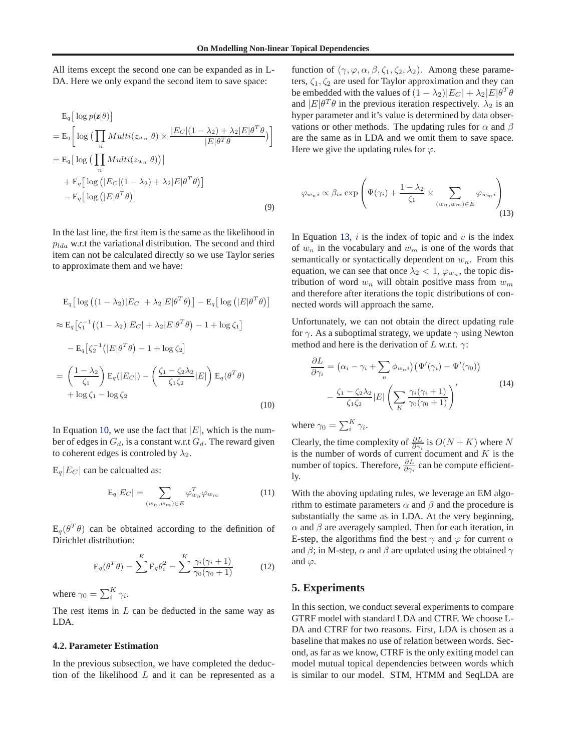All items except the second one can be expanded as in L-DA. Here we only expand the second item to save space:

$$
\begin{aligned}
&\mathrm{E}_q\big[\log p(\mathbf{z}|\theta)\big] \\
&= \mathrm{E}_q\Big[\log\big(\prod_n Multi(z_{w_n}|\theta) \times \frac{|E_C|(1-\lambda_2) + \lambda_2|E|\theta^T\theta}{|E|\theta^T\theta}\big)\Big] \\
&= \mathrm{E}_q\big[\log\big(\prod_n Multi(z_{w_n}|\theta)\big)\big] \\
&\quad + \mathrm{E}_q\big[\log\big(|E_C|(1-\lambda_2) + \lambda_2|E|\theta^T\theta\big)\big] \\
&\quad - \mathrm{E}_q\big[\log\big(|E|\theta^T\theta\big)\big]
\end{aligned} \tag{9}
$$

In the last line, the first item is the same as the likelihood in $p_{lda}$ w.r.t the variational distribution. The second and third item can not be calculated directly so we use Taylor series to approximate them and we have:

$$
\begin{aligned}
&\mathrm{E}_q\big[\log\big((1-\lambda_2)|E_C| + \lambda_2|E|\theta^T\theta\big)\big] - \mathrm{E}_q\big[\log\big(|E|\theta^T\theta\big)\big] \\
&\approx \mathrm{E}_q\big[\zeta_1^{-1}\big((1-\lambda_2)|E_C| + \lambda_2|E|\theta^T\theta\big) - 1 + \log\zeta_1\big] \\
&\quad - \mathrm{E}_q\big[\zeta_2^{-1}\big(|E|\theta^T\theta\big) - 1 + \log\zeta_2\big] \\
&= \left(\frac{1-\lambda_2}{\zeta_1}\right)\mathrm{E}_q(|E_C|) - \left(\frac{\zeta_1 - \zeta_2\lambda_2}{\zeta_1\zeta_2}|E|\right)\mathrm{E}_q(\theta^T\theta) \\
&\quad + \log\zeta_1 - \log\zeta_2
\end{aligned} \tag{10}
$$

In Equation 10, we use the fact that $|E|$, which is the number of edges in $G_d$, is a constant w.r.t $G_d$. The reward given to coherent edges is controled by $\lambda_2$.

$\mathrm{E}_q|E_C|$ can be calcualted as:

$$
\mathrm{E}_q|E_C| = \sum_{(w_n, w_m)\in E} \varphi_{w_n}^T \varphi_{w_m} \tag{11}
$$

$\mathrm{E}_q(\theta^T\theta)$ can be obtained according to the definition of Dirichlet distribution:

$$
\mathrm{E}_q(\theta^T\theta) = \sum^K \mathrm{E}_q\theta_i^2 = \sum^K \frac{\gamma_i(\gamma_i+1)}{\gamma_0(\gamma_0+1)} \tag{12}
$$

where $\gamma_0 = \sum_i^K \gamma_i$.

The rest items in $L$ can be deducted in the same way as LDA.

### 4.2. Parameter Estimation

In the previous subsection, we have completed the deduction of the likelihood $L$ and it can be represented as a function of $(\gamma, \varphi, \alpha, \beta, \zeta_1, \zeta_2, \lambda_2)$. Among these parameters, $\zeta_1, \zeta_2$ are used for Taylor approximation and they can be embedded with the values of $(1-\lambda_2)|E_C| + \lambda_2|E|\theta^T\theta$ and $|E|\theta^T\theta$ in the previous iteration respectively. $\lambda_2$ is an hyper parameter and it's value is determined by data observations or other methods. The updating rules for $\alpha$ and $\beta$ are the same as in LDA and we omit them to save space. Here we give the updating rules for $\varphi$.

$$
\varphi_{w_n i} \propto \beta_{iv} \exp\left(\Psi(\gamma_i) + \frac{1-\lambda_2}{\zeta_1} \times \sum_{(w_n, w_m)\in E} \varphi_{w_m i}\right) \tag{13}
$$

In Equation 13, $i$ is the index of topic and $v$ is the index of $w_n$ in the vocabulary and $w_m$ is one of the words that semantically or syntactically dependent on $w_n$. From this equation, we can see that once $\lambda_2 < 1$, $\varphi_{w_n}$, the topic distribution of word $w_n$ will obtain positive mass from $w_m$ and therefore after iterations the topic distributions of connected words will approach the same.

Unfortunately, we can not obtain the direct updating rule for $\gamma$. As a suboptimal strategy, we update $\gamma$ using Newton method and here is the derivation of $L$ w.r.t. $\gamma$:

$$
\begin{aligned}
\frac{\partial L}{\partial \gamma_i} &= \big(\alpha_i - \gamma_i + \sum_n \phi_{w_n i}\big)\big(\Psi'(\gamma_i) - \Psi'(\gamma_0)\big) \\
&\quad - \frac{\zeta_1 - \zeta_2\lambda_2}{\zeta_1\zeta_2}|E| \left(\sum_K \frac{\gamma_i(\gamma_i+1)}{\gamma_0(\gamma_0+1)}\right)'
\end{aligned} \tag{14}
$$

where $\gamma_0 = \sum_i^K \gamma_i$.

Clearly, the time complexity of $\frac{\partial L}{\partial \gamma_i}$ is $O(N+K)$ where $N$ is the number of words of current document and $K$ is the number of topics. Therefore, $\frac{\partial L}{\partial \gamma_i}$ can be compute efficiently.

With the aboving updating rules, we leverage an EM algorithm to estimate parameters $\alpha$ and $\beta$ and the procedure is substantially the same as in LDA. At the very beginning, $\alpha$ and $\beta$ are averagely sampled. Then for each iteration, in E-step, the algorithms find the best $\gamma$ and $\varphi$ for current $\alpha$ and $\beta$; in M-step, $\alpha$ and $\beta$ are updated using the obtained $\gamma$ and $\varphi$.

## 5. Experiments

In this section, we conduct several experiments to compare GTRF model with standard LDA and CTRF. We choose L-DA and CTRF for two reasons. First, LDA is chosen as a baseline that makes no use of relation between words. Second, as far as we know, CTRF is the only exiting model can model mutual topical dependencies between words which is similar to our model. STM, HTMM and SeqLDA are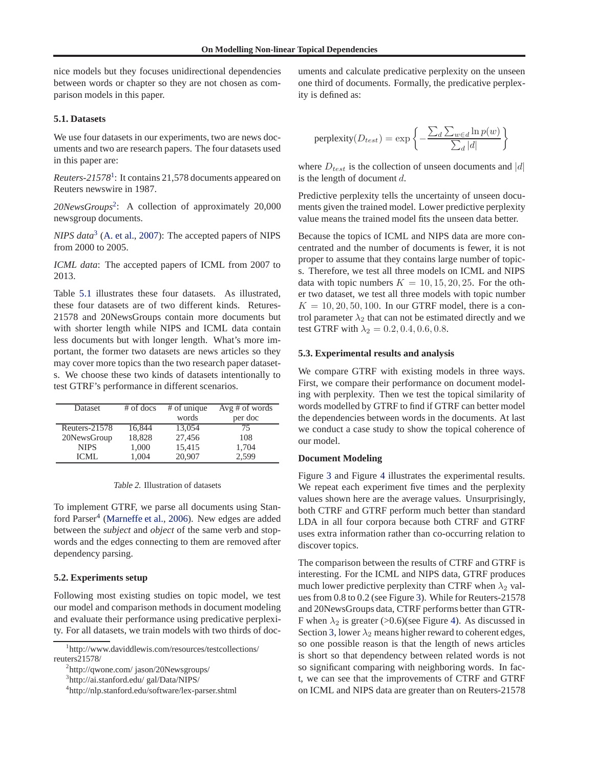nice models but they focuses unidirectional dependencies between words or chapter so they are not chosen as comparison models in this paper.

### 5.1. Datasets

We use four datasets in our experiments, two are news documents and two are research papers. The four datasets used in this paper are:

*Reuters-21578*[1]: It contains 21,578 documents appeared on Reuters newswire in 1987.

*20NewsGroups*[2]: A collection of approximately 20,000 newsgroup documents.

*NIPS data*[3] (A. et al., 2007): The accepted papers of NIPS from 2000 to 2005.

*ICML data*: The accepted papers of ICML from 2007 to 2013.

Table 5.1 illustrates these four datasets. As illustrated, these four datasets are of two different kinds. Retures-21578 and 20NewsGroups contain more documents but with shorter length while NIPS and ICML data contain less documents but with longer length. What's more important, the former two datasets are news articles so they may cover more topics than the two research paper datasets. We choose these two kinds of datasets intentionally to test GTRF's performance in different scenarios.

| Dataset | # of docs | # of unique words | Avg # of words per doc |
|---|---|---|---|
| Reuters-21578 | 16,844 | 13,054 | 75 |
| 20NewsGroup | 18,828 | 27,456 | 108 |
| NIPS | 1,000 | 15,415 | 1,704 |
| ICML | 1,004 | 20,907 | 2,599 |

*Table 2.* Illustration of datasets

To implement GTRF, we parse all documents using Stanford Parser[4] (Marneffe et al., 2006). New edges are added between the *subject* and *object* of the same verb and stopwords and the edges connecting to them are removed after dependency parsing.

### 5.2. Experiments setup

Following most existing studies on topic model, we test our model and comparison methods in document modeling and evaluate their performance using predicative perplexity. For all datasets, we train models with two thirds of documents and calculate predicative perplexity on the unseen one third of documents. Formally, the predicative perplexity is defined as:

$$\text{perplexity}(D_{test}) = \exp\left\{-\frac{\sum_d \sum_{w \in d} \ln p(w)}{\sum_d |d|}\right\}$$

where $D_{test}$ is the collection of unseen documents and $|d|$ is the length of document $d$.

Predictive perplexity tells the uncertainty of unseen documents given the trained model. Lower predictive perplexity value means the trained model fits the unseen data better.

Because the topics of ICML and NIPS data are more concentrated and the number of documents is fewer, it is not proper to assume that they contains large number of topics. Therefore, we test all three models on ICML and NIPS data with topic numbers $K = 10, 15, 20, 25$. For the other two dataset, we test all three models with topic number $K = 10, 20, 50, 100$. In our GTRF model, there is a control parameter $\lambda_2$ that can not be estimated directly and we test GTRF with $\lambda_2 = 0.2, 0.4, 0.6, 0.8$.

### 5.3. Experimental results and analysis

We compare GTRF with existing models in three ways. First, we compare their performance on document modeling with perplexity. Then we test the topical similarity of words modelled by GTRF to find if GTRF can better model the dependencies between words in the documents. At last we conduct a case study to show the topical coherence of our model.

**Document Modeling**

Figure 3 and Figure 4 illustrates the experimental results. We repeat each experiment five times and the perplexity values shown here are the average values. Unsurprisingly, both CTRF and GTRF perform much better than standard LDA in all four corpora because both CTRF and GTRF uses extra information rather than co-occurring relation to discover topics.

The comparison between the results of CTRF and GTRF is interesting. For the ICML and NIPS data, GTRF produces much lower predictive perplexity than CTRF when $\lambda_2$ values from 0.8 to 0.2 (see Figure 3). While for Reuters-21578 and 20NewsGroups data, CTRF performs better than GTRF when $\lambda_2$ is greater (>0.6)(see Figure 4). As discussed in Section 3, lower $\lambda_2$ means higher reward to coherent edges, so one possible reason is that the length of news articles is short so that dependency between related words is not so significant comparing with neighboring words. In fact, we can see that the improvements of CTRF and GTRF on ICML and NIPS data are greater than on Reuters-21578

[1]http://www.daviddlewis.com/resources/testcollections/reuters21578/

[2]http://qwone.com/ jason/20Newsgroups/

[3]http://ai.stanford.edu/ gal/Data/NIPS/

[4]http://nlp.stanford.edu/software/lex-parser.shtml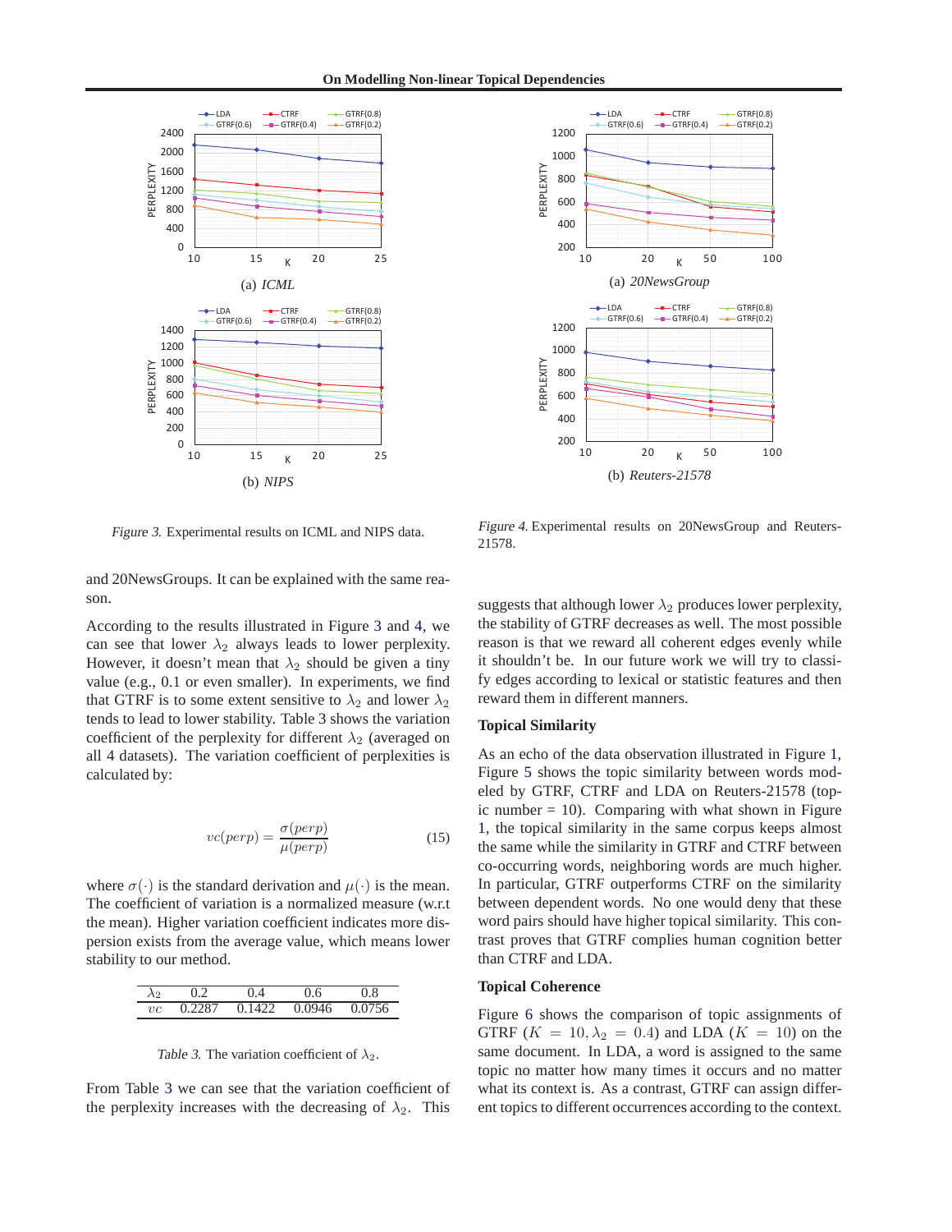Figure 3. Experimental results on ICML and NIPS data.

Figure 4. Experimental results on 20NewsGroup and Reuters-21578.

and 20NewsGroups. It can be explained with the same reason.

According to the results illustrated in Figure 3 and 4, we can see that lower $\lambda_2$ always leads to lower perplexity. However, it doesn't mean that $\lambda_2$ should be given a tiny value (e.g., 0.1 or even smaller). In experiments, we find that GTRF is to some extent sensitive to $\lambda_2$ and lower $\lambda_2$ tends to lead to lower stability. Table 3 shows the variation coefficient of the perplexity for different $\lambda_2$ (averaged on all 4 datasets). The variation coefficient of perplexities is calculated by:

$$vc(perp) = \frac{\sigma(perp)}{\mu(perp)} \tag{15}$$

where $\sigma(\cdot)$ is the standard derivation and $\mu(\cdot)$ is the mean. The coefficient of variation is a normalized measure (w.r.t the mean). Higher variation coefficient indicates more dispersion exists from the average value, which means lower stability to our method.

| $\lambda_2$ | 0.2 | 0.4 | 0.6 | 0.8 |
|---|---|---|---|---|
| $vc$ | 0.2287 | 0.1422 | 0.0946 | 0.0756 |

Table 3. The variation coefficient of $\lambda_2$.

From Table 3 we can see that the variation coefficient of the perplexity increases with the decreasing of $\lambda_2$. This suggests that although lower $\lambda_2$ produces lower perplexity, the stability of GTRF decreases as well. The most possible reason is that we reward all coherent edges evenly while it shouldn't be. In our future work we will try to classify edges according to lexical or statistic features and then reward them in different manners.

### Topical Similarity

As an echo of the data observation illustrated in Figure 1, Figure 5 shows the topic similarity between words modeled by GTRF, CTRF and LDA on Reuters-21578 (topic number = 10). Comparing with what shown in Figure 1, the topical similarity in the same corpus keeps almost the same while the similarity in GTRF and CTRF between co-occurring words, neighboring words are much higher. In particular, GTRF outperforms CTRF on the similarity between dependent words. No one would deny that these word pairs should have higher topical similarity. This contrast proves that GTRF complies human cognition better than CTRF and LDA.

### Topical Coherence

Figure 6 shows the comparison of topic assignments of GTRF ($K = 10, \lambda_2 = 0.4$) and LDA ($K = 10$) on the same document. In LDA, a word is assigned to the same topic no matter how many times it occurs and no matter what its context is. As a contrast, GTRF can assign different topics to different occurrences according to the context.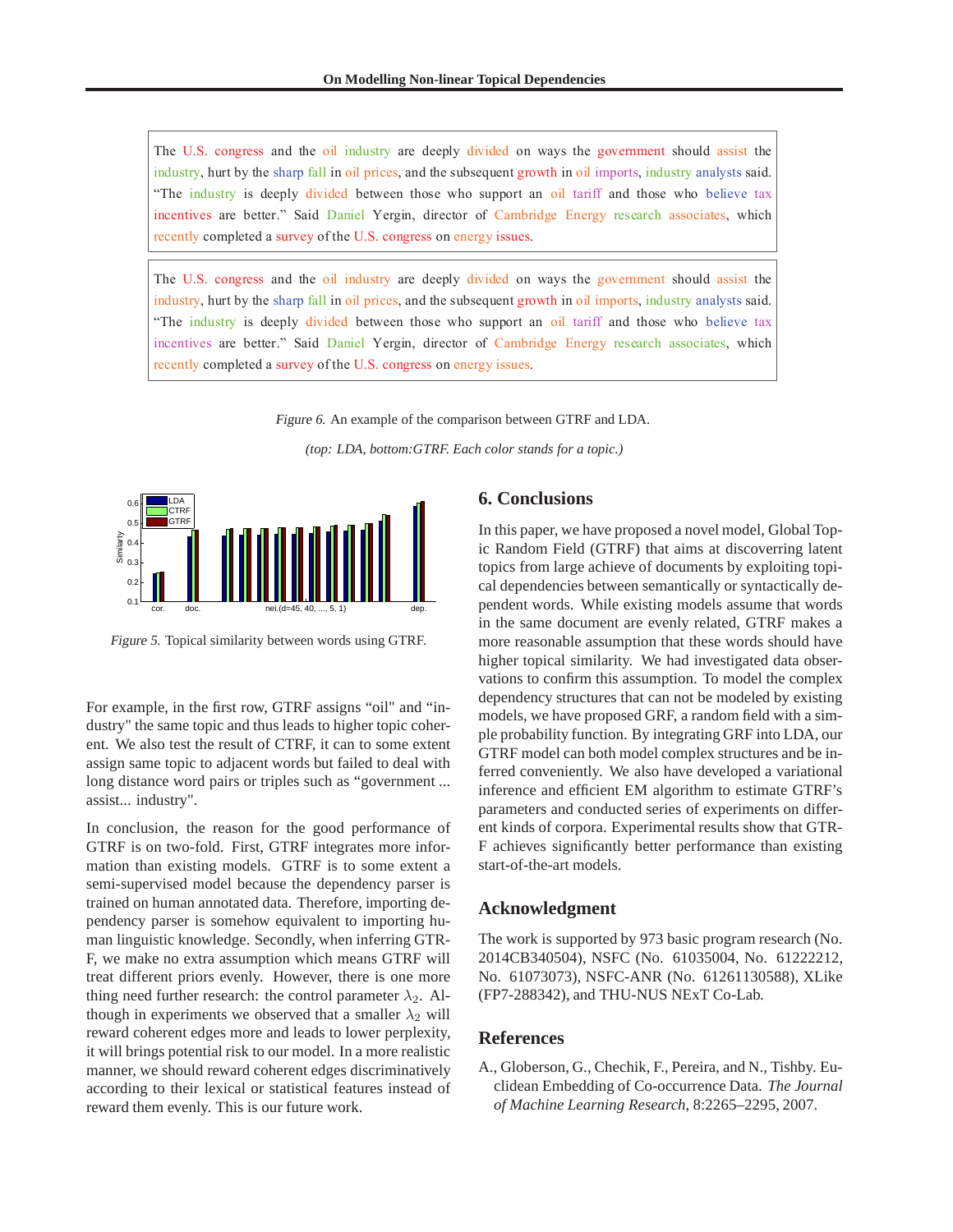The U.S. congress and the oil industry are deeply divided on ways the government should assist the industry, hurt by the sharp fall in oil prices, and the subsequent growth in oil imports, industry analysts said. "The industry is deeply divided between those who support an oil tariff and those who believe tax incentives are better." Said Daniel Yergin, director of Cambridge Energy research associates, which recently completed a survey of the U.S. congress on energy issues.

The U.S. congress and the oil industry are deeply divided on ways the government should assist the industry, hurt by the sharp fall in oil prices, and the subsequent growth in oil imports, industry analysts said. "The industry is deeply divided between those who support an oil tariff and those who believe tax incentives are better." Said Daniel Yergin, director of Cambridge Energy research associates, which recently completed a survey of the U.S. congress on energy issues.

*Figure 6.* An example of the comparison between GTRF and LDA.

*(top: LDA, bottom:GTRF. Each color stands for a topic.)*

*Figure 5.* Topical similarity between words using GTRF.

For example, in the first row, GTRF assigns "oil" and "industry" the same topic and thus leads to higher topic coherent. We also test the result of CTRF, it can to some extent assign same topic to adjacent words but failed to deal with long distance word pairs or triples such as "government ... assist... industry".

In conclusion, the reason for the good performance of GTRF is on two-fold. First, GTRF integrates more information than existing models. GTRF is to some extent a semi-supervised model because the dependency parser is trained on human annotated data. Therefore, importing dependency parser is somehow equivalent to importing human linguistic knowledge. Secondly, when inferring GTRF, we make no extra assumption which means GTRF will treat different priors evenly. However, there is one more thing need further research: the control parameter $\lambda_2$. Although in experiments we observed that a smaller $\lambda_2$ will reward coherent edges more and leads to lower perplexity, it will brings potential risk to our model. In a more realistic manner, we should reward coherent edges discriminatively according to their lexical or statistical features instead of reward them evenly. This is our future work.

## 6. Conclusions

In this paper, we have proposed a novel model, Global Topic Random Field (GTRF) that aims at discoverring latent topics from large achieve of documents by exploiting topical dependencies between semantically or syntactically dependent words. While existing models assume that words in the same document are evenly related, GTRF makes a more reasonable assumption that these words should have higher topical similarity. We had investigated data observations to confirm this assumption. To model the complex dependency structures that can not be modeled by existing models, we have proposed GRF, a random field with a simple probability function. By integrating GRF into LDA, our GTRF model can both model complex structures and be inferred conveniently. We also have developed a variational inference and efficient EM algorithm to estimate GTRF's parameters and conducted series of experiments on different kinds of corpora. Experimental results show that GTRF achieves significantly better performance than existing start-of-the-art models.

## Acknowledgment

The work is supported by 973 basic program research (No. 2014CB340504), NSFC (No. 61035004, No. 61222212, No. 61073073), NSFC-ANR (No. 61261130588), XLike (FP7-288342), and THU-NUS NExT Co-Lab.

## References

A., Globerson, G., Chechik, F., Pereira, and N., Tishby. Euclidean Embedding of Co-occurrence Data. *The Journal of Machine Learning Research*, 8:2265–2295, 2007.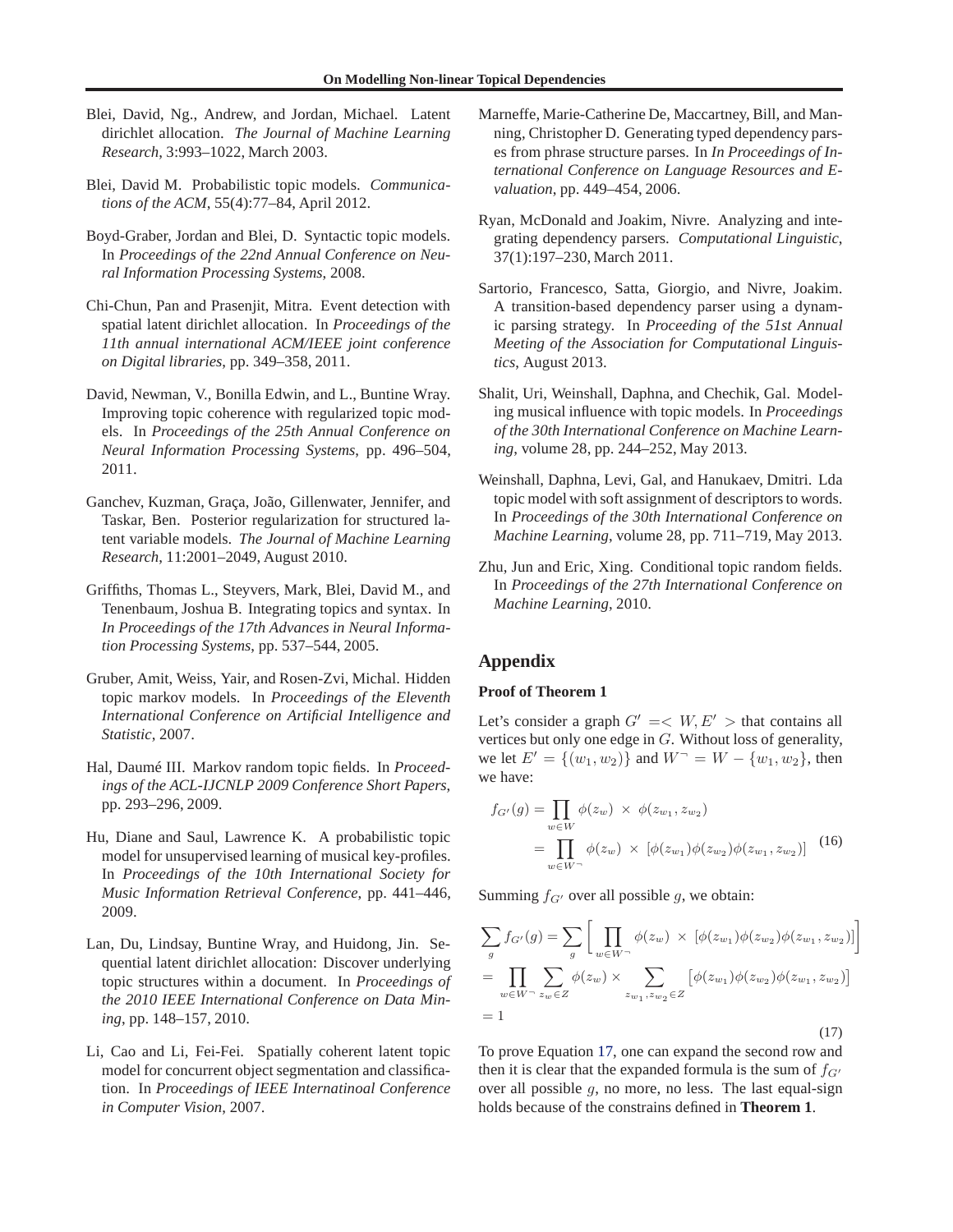Blei, David, Ng., Andrew, and Jordan, Michael. Latent dirichlet allocation. *The Journal of Machine Learning Research*, 3:993–1022, March 2003.

Blei, David M. Probabilistic topic models. *Communications of the ACM*, 55(4):77–84, April 2012.

Boyd-Graber, Jordan and Blei, D. Syntactic topic models. In *Proceedings of the 22nd Annual Conference on Neural Information Processing Systems*, 2008.

Chi-Chun, Pan and Prasenjit, Mitra. Event detection with spatial latent dirichlet allocation. In *Proceedings of the 11th annual international ACM/IEEE joint conference on Digital libraries*, pp. 349–358, 2011.

David, Newman, V., Bonilla Edwin, and L., Buntine Wray. Improving topic coherence with regularized topic models. In *Proceedings of the 25th Annual Conference on Neural Information Processing Systems*, pp. 496–504, 2011.

Ganchev, Kuzman, Graça, João, Gillenwater, Jennifer, and Taskar, Ben. Posterior regularization for structured latent variable models. *The Journal of Machine Learning Research*, 11:2001–2049, August 2010.

Griffiths, Thomas L., Steyvers, Mark, Blei, David M., and Tenenbaum, Joshua B. Integrating topics and syntax. In *In Proceedings of the 17th Advances in Neural Information Processing Systems*, pp. 537–544, 2005.

Gruber, Amit, Weiss, Yair, and Rosen-Zvi, Michal. Hidden topic markov models. In *Proceedings of the Eleventh International Conference on Artificial Intelligence and Statistic*, 2007.

Hal, Daumé III. Markov random topic fields. In *Proceedings of the ACL-IJCNLP 2009 Conference Short Papers*, pp. 293–296, 2009.

Hu, Diane and Saul, Lawrence K. A probabilistic topic model for unsupervised learning of musical key-profiles. In *Proceedings of the 10th International Society for Music Information Retrieval Conference*, pp. 441–446, 2009.

Lan, Du, Lindsay, Buntine Wray, and Huidong, Jin. Sequential latent dirichlet allocation: Discover underlying topic structures within a document. In *Proceedings of the 2010 IEEE International Conference on Data Mining*, pp. 148–157, 2010.

Li, Cao and Li, Fei-Fei. Spatially coherent latent topic model for concurrent object segmentation and classification. In *Proceedings of IEEE Internatinoal Conference in Computer Vision*, 2007.

Marneffe, Marie-Catherine De, Maccartney, Bill, and Manning, Christopher D. Generating typed dependency parses from phrase structure parses. In *In Proceedings of International Conference on Language Resources and Evaluation*, pp. 449–454, 2006.

Ryan, McDonald and Joakim, Nivre. Analyzing and integrating dependency parsers. *Computational Linguistic*, 37(1):197–230, March 2011.

Sartorio, Francesco, Satta, Giorgio, and Nivre, Joakim. A transition-based dependency parser using a dynamic parsing strategy. In *Proceeding of the 51st Annual Meeting of the Association for Computational Linguistics*, August 2013.

Shalit, Uri, Weinshall, Daphna, and Chechik, Gal. Modeling musical influence with topic models. In *Proceedings of the 30th International Conference on Machine Learning*, volume 28, pp. 244–252, May 2013.

Weinshall, Daphna, Levi, Gal, and Hanukaev, Dmitri. Lda topic model with soft assignment of descriptors to words. In *Proceedings of the 30th International Conference on Machine Learning*, volume 28, pp. 711–719, May 2013.

Zhu, Jun and Eric, Xing. Conditional topic random fields. In *Proceedings of the 27th International Conference on Machine Learning*, 2010.

## Appendix

### Proof of Theorem 1

Let's consider a graph $G' =< W, E' >$ that contains all vertices but only one edge in $G$. Without loss of generality, we let $E' = \{(w_1, w_2)\}$ and $W^\neg = W - \{w_1, w_2\}$, then we have:

$$
\begin{aligned}
f_{G'}(g) &= \prod_{w \in W} \phi(z_w) \ \times \ \phi(z_{w_1}, z_{w_2}) \\
&= \prod_{w \in W^\neg} \phi(z_w) \ \times \ [\phi(z_{w_1})\phi(z_{w_2})\phi(z_{w_1}, z_{w_2})]
\end{aligned} \tag{16}
$$

Summing $f_{G'}$ over all possible $g$, we obtain:

$$
\begin{aligned}
&\sum_g f_{G'}(g) = \sum_g \left[ \prod_{w \in W^\neg} \phi(z_w) \ \times \ [\phi(z_{w_1})\phi(z_{w_2})\phi(z_{w_1}, z_{w_2})] \right] \\
&= \prod_{w \in W^\neg} \sum_{z_w \in Z} \phi(z_w) \times \sum_{z_{w_1}, z_{w_2} \in Z} \left[\phi(z_{w_1})\phi(z_{w_2})\phi(z_{w_1}, z_{w_2})\right] \\
&= 1
\end{aligned} \tag{17}
$$

To prove Equation 17, one can expand the second row and then it is clear that the expanded formula is the sum of $f_{G'}$ over all possible $g$, no more, no less. The last equal-sign holds because of the constrains defined in **Theorem 1**.